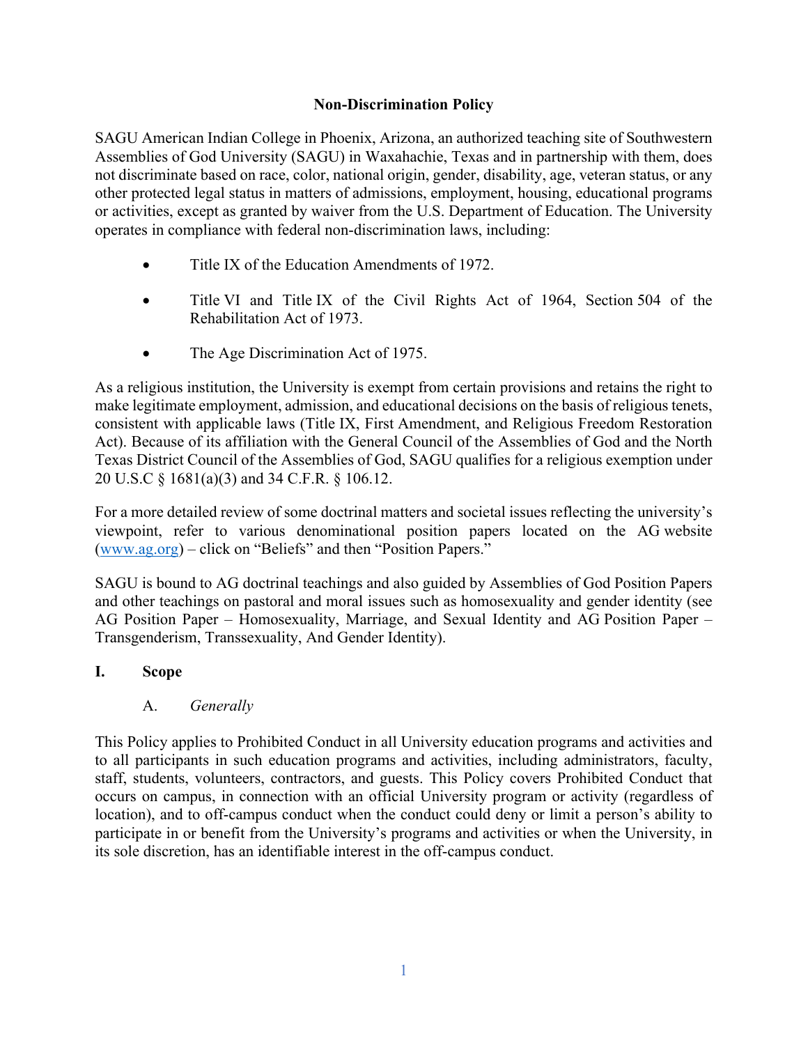# Non-Discrimination Policy

SAGU American Indian College in Phoenix, Arizona, an authorized teaching site of Southwestern Assemblies of God University (SAGU) in Waxahachie, Texas and in partnership with them, does not discriminate based on race, color, national origin, gender, disability, age, veteran status, or any other protected legal status in matters of admissions, employment, housing, educational programs or activities, except as granted by waiver from the U.S. Department of Education. The University operates in compliance with federal non-discrimination laws, including:

- Title IX of the Education Amendments of 1972.
- Title VI and Title IX of the Civil Rights Act of 1964, Section 504 of the Rehabilitation Act of 1973.
- The Age Discrimination Act of 1975.

As a religious institution, the University is exempt from certain provisions and retains the right to make legitimate employment, admission, and educational decisions on the basis of religious tenets, consistent with applicable laws (Title IX, First Amendment, and Religious Freedom Restoration Act). Because of its affiliation with the General Council of the Assemblies of God and the North Texas District Council of the Assemblies of God, SAGU qualifies for a religious exemption under 20 U.S.C § 1681(a)(3) and 34 C.F.R. § 106.12.

For a more detailed review of some doctrinal matters and societal issues reflecting the university's viewpoint, refer to various denominational position papers located on the AG website (www.ag.org) – click on "Beliefs" and then "Position Papers."

SAGU is bound to AG doctrinal teachings and also guided by Assemblies of God Position Papers and other teachings on pastoral and moral issues such as homosexuality and gender identity (see AG Position Paper – Homosexuality, Marriage, and Sexual Identity and AG Position Paper – Transgenderism, Transsexuality, And Gender Identity).

## I. Scope

### A. *Generally*

This Policy applies to Prohibited Conduct in all University education programs and activities and to all participants in such education programs and activities, including administrators, faculty, staff, students, volunteers, contractors, and guests. This Policy covers Prohibited Conduct that occurs on campus, in connection with an official University program or activity (regardless of location), and to off-campus conduct when the conduct could deny or limit a person's ability to participate in or benefit from the University's programs and activities or when the University, in its sole discretion, has an identifiable interest in the off-campus conduct.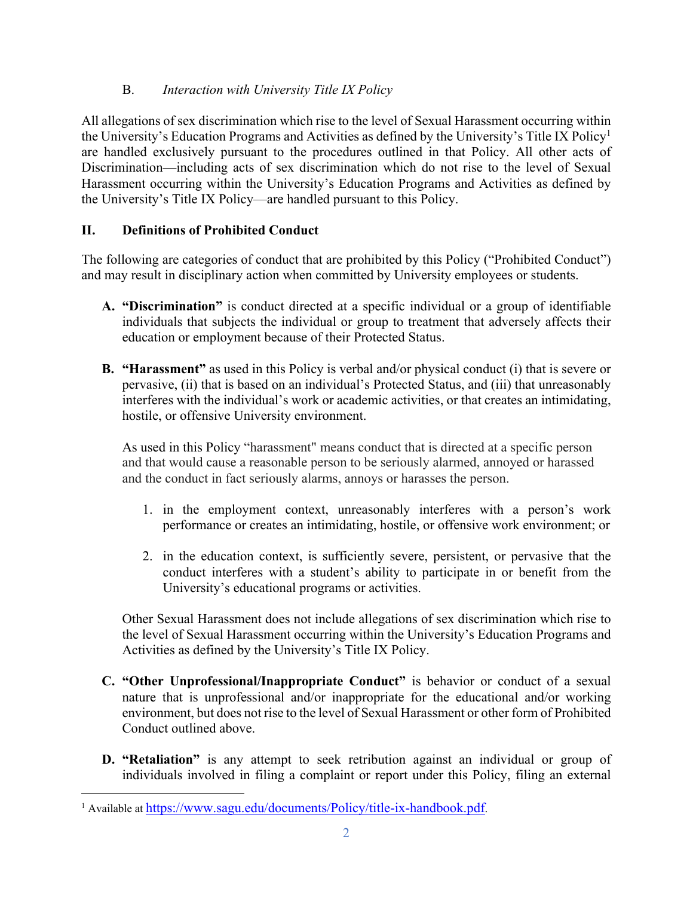### B. *Interaction with University Title IX Policy*

All allegations of sex discrimination which rise to the level of Sexual Harassment occurring within the University's Education Programs and Activities as defined by the University's Title IX Policy[1] are handled exclusively pursuant to the procedures outlined in that Policy. All other acts of Discrimination—including acts of sex discrimination which do not rise to the level of Sexual Harassment occurring within the University's Education Programs and Activities as defined by the University's Title IX Policy—are handled pursuant to this Policy.

## II. Definitions of Prohibited Conduct

The following are categories of conduct that are prohibited by this Policy ("Prohibited Conduct") and may result in disciplinary action when committed by University employees or students.

**A. "Discrimination"** is conduct directed at a specific individual or a group of identifiable individuals that subjects the individual or group to treatment that adversely affects their education or employment because of their Protected Status.

**B. "Harassment"** as used in this Policy is verbal and/or physical conduct (i) that is severe or pervasive, (ii) that is based on an individual's Protected Status, and (iii) that unreasonably interferes with the individual's work or academic activities, or that creates an intimidating, hostile, or offensive University environment.

As used in this Policy "harassment" means conduct that is directed at a specific person and that would cause a reasonable person to be seriously alarmed, annoyed or harassed and the conduct in fact seriously alarms, annoys or harasses the person.

1. in the employment context, unreasonably interferes with a person's work performance or creates an intimidating, hostile, or offensive work environment; or
2. in the education context, is sufficiently severe, persistent, or pervasive that the conduct interferes with a student's ability to participate in or benefit from the University's educational programs or activities.

Other Sexual Harassment does not include allegations of sex discrimination which rise to the level of Sexual Harassment occurring within the University's Education Programs and Activities as defined by the University's Title IX Policy.

**C. "Other Unprofessional/Inappropriate Conduct"** is behavior or conduct of a sexual nature that is unprofessional and/or inappropriate for the educational and/or working environment, but does not rise to the level of Sexual Harassment or other form of Prohibited Conduct outlined above.

**D. "Retaliation"** is any attempt to seek retribution against an individual or group of individuals involved in filing a complaint or report under this Policy, filing an external

[1] Available at https://www.sagu.edu/documents/Policy/title-ix-handbook.pdf.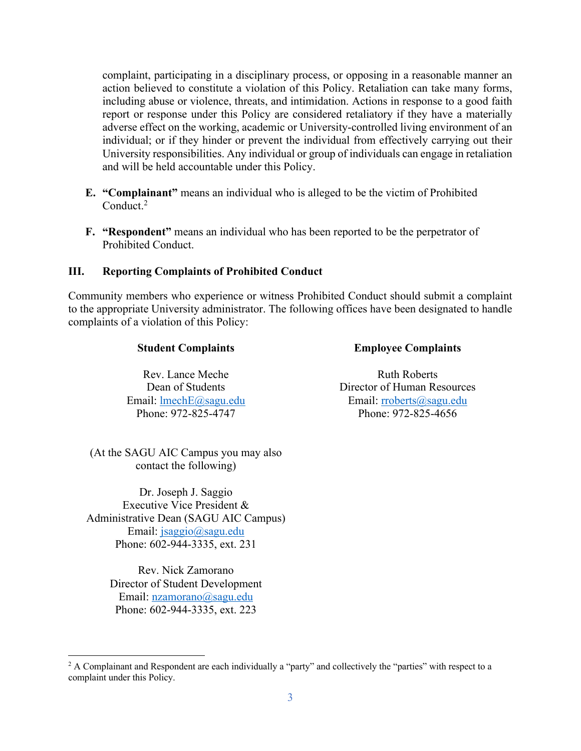complaint, participating in a disciplinary process, or opposing in a reasonable manner an action believed to constitute a violation of this Policy. Retaliation can take many forms, including abuse or violence, threats, and intimidation. Actions in response to a good faith report or response under this Policy are considered retaliatory if they have a materially adverse effect on the working, academic or University-controlled living environment of an individual; or if they hinder or prevent the individual from effectively carrying out their University responsibilities. Any individual or group of individuals can engage in retaliation and will be held accountable under this Policy.

E. **"Complainant"** means an individual who is alleged to be the victim of Prohibited Conduct.[2]

F. **"Respondent"** means an individual who has been reported to be the perpetrator of Prohibited Conduct.

## III. Reporting Complaints of Prohibited Conduct

Community members who experience or witness Prohibited Conduct should submit a complaint to the appropriate University administrator. The following offices have been designated to handle complaints of a violation of this Policy:

**Student Complaints**

Rev. Lance Meche
Dean of Students
Email: lmechE@sagu.edu
Phone: 972-825-4747

(At the SAGU AIC Campus you may also contact the following)

Dr. Joseph J. Saggio
Executive Vice President &
Administrative Dean (SAGU AIC Campus)
Email: jsaggio@sagu.edu
Phone: 602-944-3335, ext. 231

Rev. Nick Zamorano
Director of Student Development
Email: nzamorano@sagu.edu
Phone: 602-944-3335, ext. 223

**Employee Complaints**

Ruth Roberts
Director of Human Resources
Email: rroberts@sagu.edu
Phone: 972-825-4656

[2] A Complainant and Respondent are each individually a "party" and collectively the "parties" with respect to a complaint under this Policy.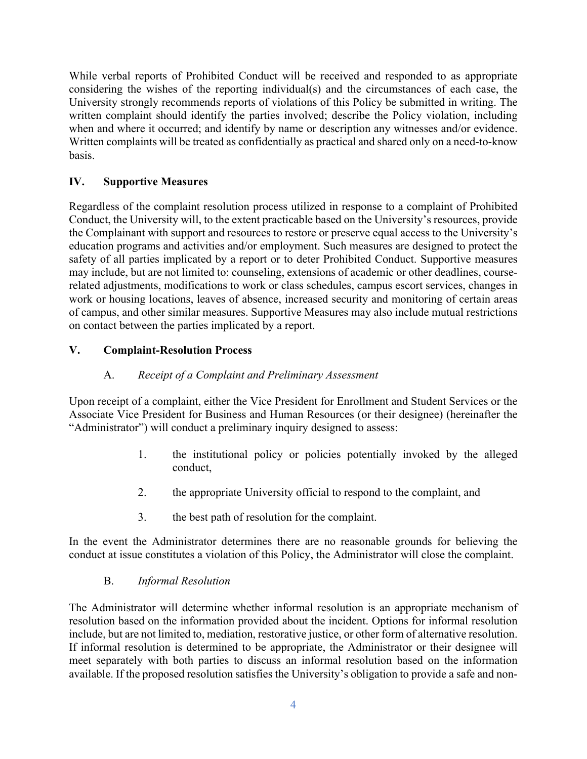While verbal reports of Prohibited Conduct will be received and responded to as appropriate considering the wishes of the reporting individual(s) and the circumstances of each case, the University strongly recommends reports of violations of this Policy be submitted in writing. The written complaint should identify the parties involved; describe the Policy violation, including when and where it occurred; and identify by name or description any witnesses and/or evidence. Written complaints will be treated as confidentially as practical and shared only on a need-to-know basis.

## IV. Supportive Measures

Regardless of the complaint resolution process utilized in response to a complaint of Prohibited Conduct, the University will, to the extent practicable based on the University's resources, provide the Complainant with support and resources to restore or preserve equal access to the University's education programs and activities and/or employment. Such measures are designed to protect the safety of all parties implicated by a report or to deter Prohibited Conduct. Supportive measures may include, but are not limited to: counseling, extensions of academic or other deadlines, course-related adjustments, modifications to work or class schedules, campus escort services, changes in work or housing locations, leaves of absence, increased security and monitoring of certain areas of campus, and other similar measures. Supportive Measures may also include mutual restrictions on contact between the parties implicated by a report.

## V. Complaint-Resolution Process

### A. *Receipt of a Complaint and Preliminary Assessment*

Upon receipt of a complaint, either the Vice President for Enrollment and Student Services or the Associate Vice President for Business and Human Resources (or their designee) (hereinafter the "Administrator") will conduct a preliminary inquiry designed to assess:

1. the institutional policy or policies potentially invoked by the alleged conduct,
2. the appropriate University official to respond to the complaint, and
3. the best path of resolution for the complaint.

In the event the Administrator determines there are no reasonable grounds for believing the conduct at issue constitutes a violation of this Policy, the Administrator will close the complaint.

### B. *Informal Resolution*

The Administrator will determine whether informal resolution is an appropriate mechanism of resolution based on the information provided about the incident. Options for informal resolution include, but are not limited to, mediation, restorative justice, or other form of alternative resolution. If informal resolution is determined to be appropriate, the Administrator or their designee will meet separately with both parties to discuss an informal resolution based on the information available. If the proposed resolution satisfies the University's obligation to provide a safe and non-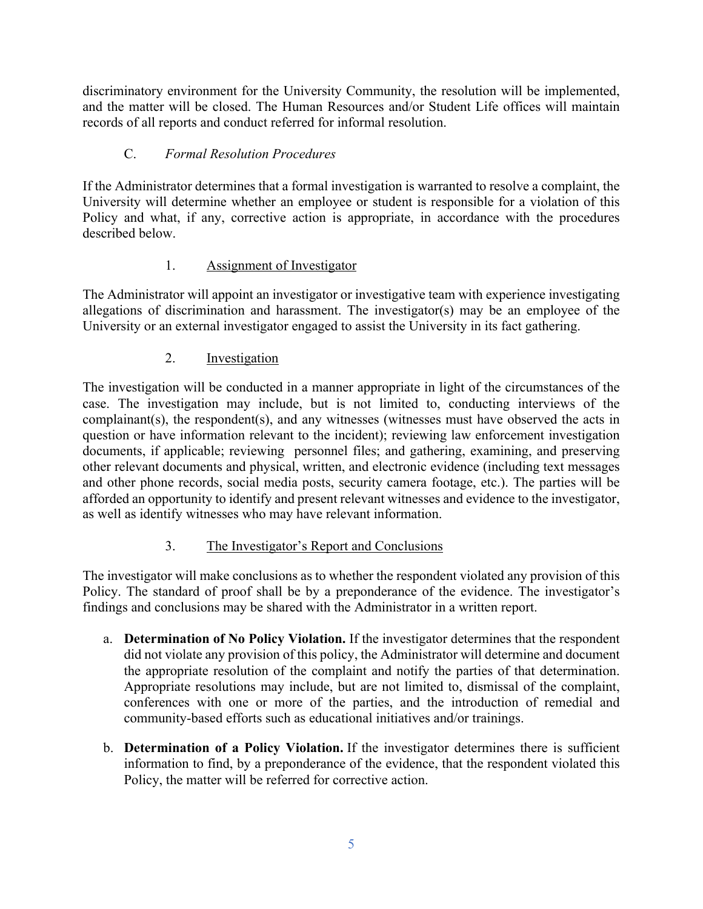discriminatory environment for the University Community, the resolution will be implemented, and the matter will be closed. The Human Resources and/or Student Life offices will maintain records of all reports and conduct referred for informal resolution.

### C. *Formal Resolution Procedures*

If the Administrator determines that a formal investigation is warranted to resolve a complaint, the University will determine whether an employee or student is responsible for a violation of this Policy and what, if any, corrective action is appropriate, in accordance with the procedures described below.

#### 1. Assignment of Investigator

The Administrator will appoint an investigator or investigative team with experience investigating allegations of discrimination and harassment. The investigator(s) may be an employee of the University or an external investigator engaged to assist the University in its fact gathering.

#### 2. Investigation

The investigation will be conducted in a manner appropriate in light of the circumstances of the case. The investigation may include, but is not limited to, conducting interviews of the complainant(s), the respondent(s), and any witnesses (witnesses must have observed the acts in question or have information relevant to the incident); reviewing law enforcement investigation documents, if applicable; reviewing personnel files; and gathering, examining, and preserving other relevant documents and physical, written, and electronic evidence (including text messages and other phone records, social media posts, security camera footage, etc.). The parties will be afforded an opportunity to identify and present relevant witnesses and evidence to the investigator, as well as identify witnesses who may have relevant information.

#### 3. The Investigator's Report and Conclusions

The investigator will make conclusions as to whether the respondent violated any provision of this Policy. The standard of proof shall be by a preponderance of the evidence. The investigator's findings and conclusions may be shared with the Administrator in a written report.

a. **Determination of No Policy Violation.** If the investigator determines that the respondent did not violate any provision of this policy, the Administrator will determine and document the appropriate resolution of the complaint and notify the parties of that determination. Appropriate resolutions may include, but are not limited to, dismissal of the complaint, conferences with one or more of the parties, and the introduction of remedial and community-based efforts such as educational initiatives and/or trainings.

b. **Determination of a Policy Violation.** If the investigator determines there is sufficient information to find, by a preponderance of the evidence, that the respondent violated this Policy, the matter will be referred for corrective action.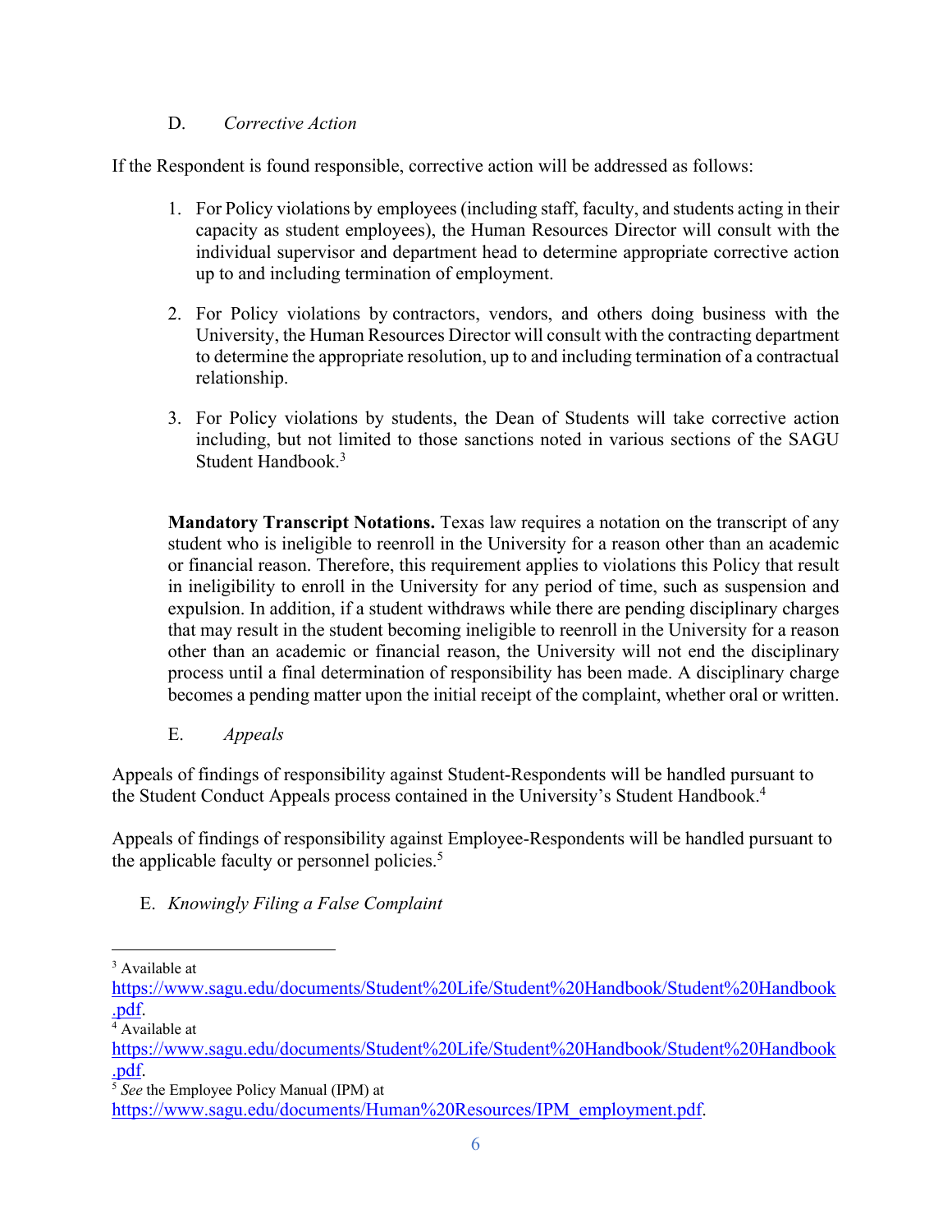D. *Corrective Action*

If the Respondent is found responsible, corrective action will be addressed as follows:

1. For Policy violations by employees (including staff, faculty, and students acting in their capacity as student employees), the Human Resources Director will consult with the individual supervisor and department head to determine appropriate corrective action up to and including termination of employment.

2. For Policy violations by contractors, vendors, and others doing business with the University, the Human Resources Director will consult with the contracting department to determine the appropriate resolution, up to and including termination of a contractual relationship.

3. For Policy violations by students, the Dean of Students will take corrective action including, but not limited to those sanctions noted in various sections of the SAGU Student Handbook.[3]

**Mandatory Transcript Notations.** Texas law requires a notation on the transcript of any student who is ineligible to reenroll in the University for a reason other than an academic or financial reason. Therefore, this requirement applies to violations this Policy that result in ineligibility to enroll in the University for any period of time, such as suspension and expulsion. In addition, if a student withdraws while there are pending disciplinary charges that may result in the student becoming ineligible to reenroll in the University for a reason other than an academic or financial reason, the University will not end the disciplinary process until a final determination of responsibility has been made. A disciplinary charge becomes a pending matter upon the initial receipt of the complaint, whether oral or written.

E. *Appeals*

Appeals of findings of responsibility against Student-Respondents will be handled pursuant to the Student Conduct Appeals process contained in the University's Student Handbook.[4]

Appeals of findings of responsibility against Employee-Respondents will be handled pursuant to the applicable faculty or personnel policies.[5]

E. *Knowingly Filing a False Complaint*

---

[3] Available at https://www.sagu.edu/documents/Student%20Life/Student%20Handbook/Student%20Handbook.pdf.

[4] Available at https://www.sagu.edu/documents/Student%20Life/Student%20Handbook/Student%20Handbook.pdf.

[5] *See* the Employee Policy Manual (IPM) at https://www.sagu.edu/documents/Human%20Resources/IPM_employment.pdf.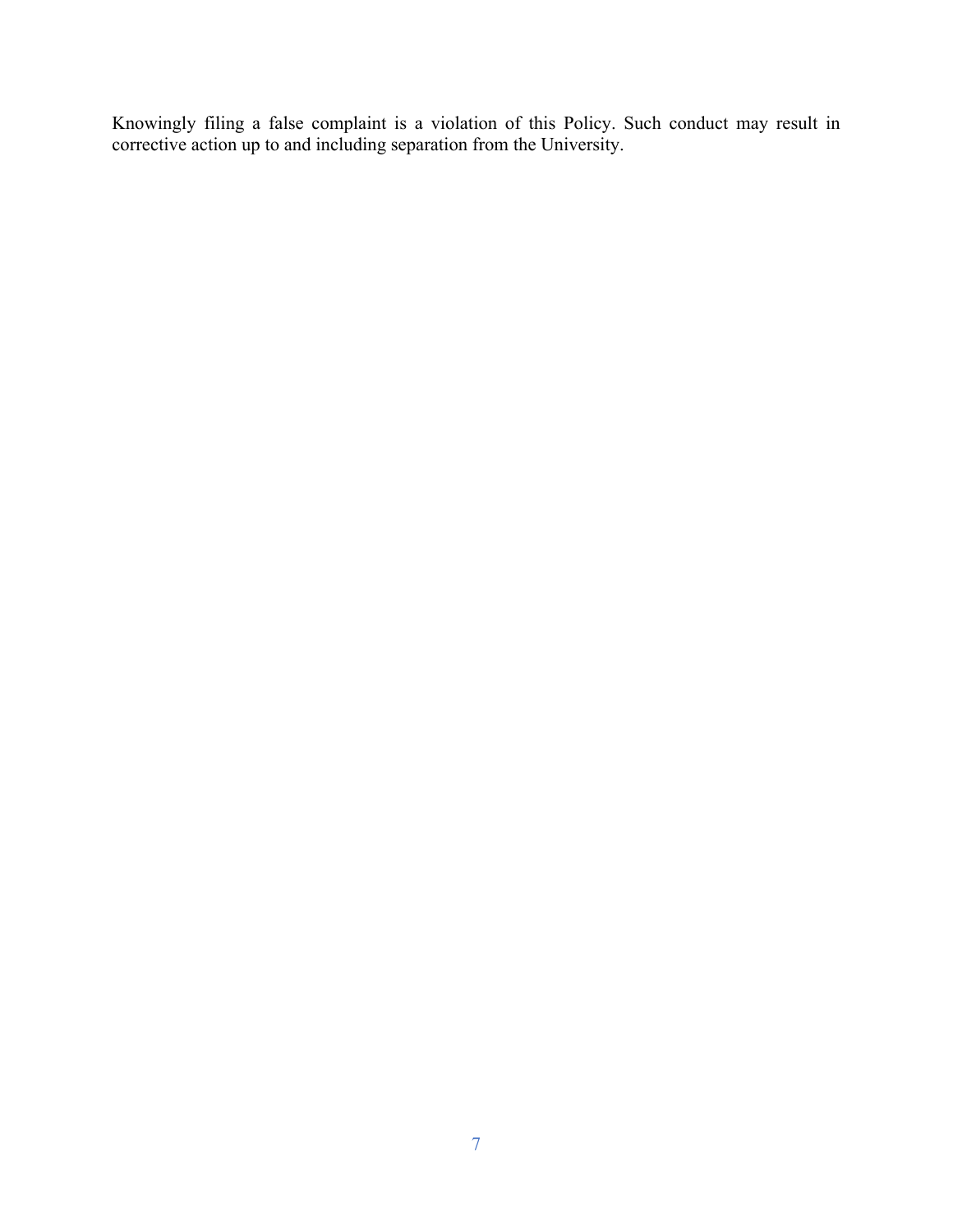Knowingly filing a false complaint is a violation of this Policy. Such conduct may result in corrective action up to and including separation from the University.